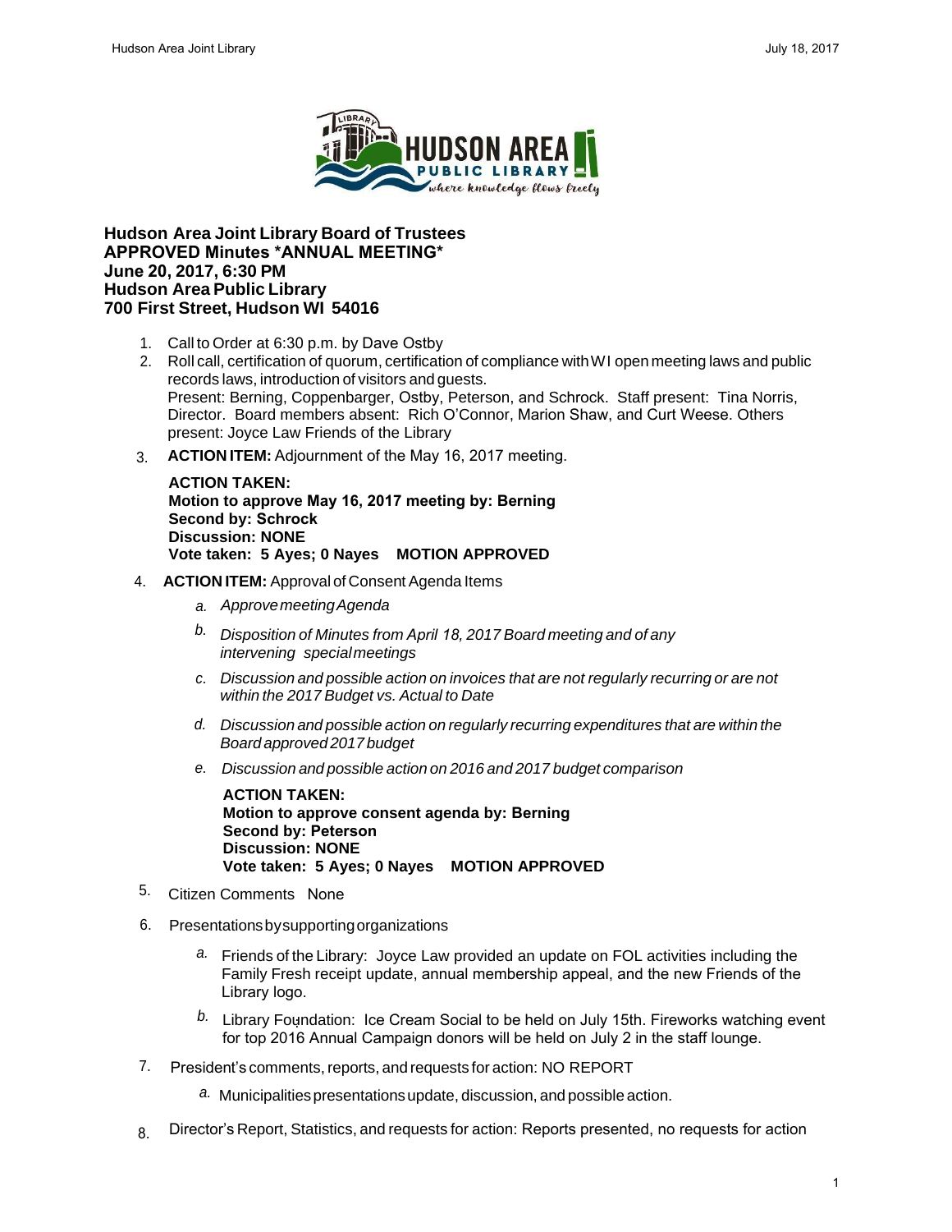**Hudson Area Joint Library Board of Trustees**
**APPROVED Minutes *ANNUAL MEETING***
**June 20, 2017, 6:30 PM**
**Hudson Area Public Library**
**700 First Street, Hudson WI 54016**

1. Call to Order at 6:30 p.m. by Dave Ostby
2. Roll call, certification of quorum, certification of compliance with WI open meeting laws and public records laws, introduction of visitors and guests.
   Present: Berning, Coppenbarger, Ostby, Peterson, and Schrock. Staff present: Tina Norris, Director. Board members absent: Rich O'Connor, Marion Shaw, and Curt Weese. Others present: Joyce Law Friends of the Library
3. **ACTION ITEM:** Adjournment of the May 16, 2017 meeting.

   **ACTION TAKEN:**
   **Motion to approve May 16, 2017 meeting by: Berning**
   **Second by: Schrock**
   **Discussion: NONE**
   **Vote taken: 5 Ayes; 0 Nayes MOTION APPROVED**

4. **ACTION ITEM:** Approval of Consent Agenda Items
   a. *Approve meeting Agenda*
   b. *Disposition of Minutes from April 18, 2017 Board meeting and of any intervening special meetings*
   c. *Discussion and possible action on invoices that are not regularly recurring or are not within the 2017 Budget vs. Actual to Date*
   d. *Discussion and possible action on regularly recurring expenditures that are within the Board approved 2017 budget*
   e. *Discussion and possible action on 2016 and 2017 budget comparison*

   **ACTION TAKEN:**
   **Motion to approve consent agenda by: Berning**
   **Second by: Peterson**
   **Discussion: NONE**
   **Vote taken: 5 Ayes; 0 Nayes MOTION APPROVED**

5. Citizen Comments None
6. Presentations by supporting organizations
   a. Friends of the Library: Joyce Law provided an update on FOL activities including the Family Fresh receipt update, annual membership appeal, and the new Friends of the Library logo.
   b. Library Foundation: Ice Cream Social to be held on July 15th. Fireworks watching event for top 2016 Annual Campaign donors will be held on July 2 in the staff lounge.
7. President's comments, reports, and requests for action: NO REPORT
   a. Municipalities presentations update, discussion, and possible action.
8. Director's Report, Statistics, and requests for action: Reports presented, no requests for action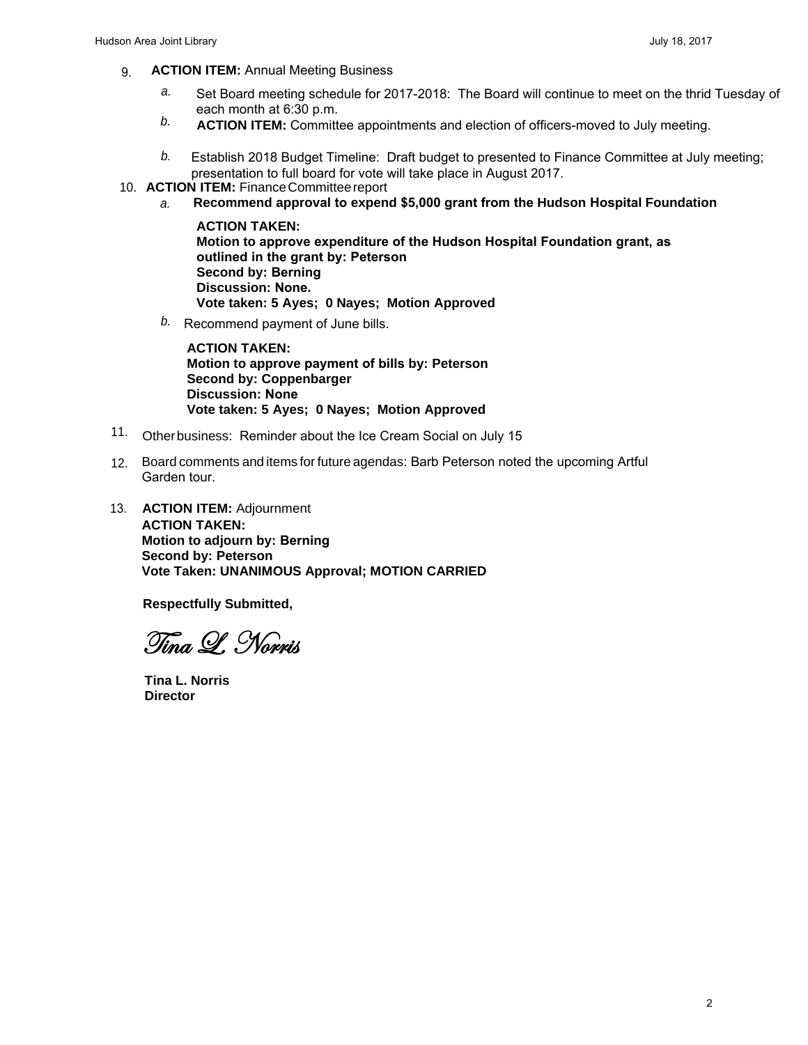9. **ACTION ITEM:** Annual Meeting Business

   *a.* Set Board meeting schedule for 2017-2018: The Board will continue to meet on the thrid Tuesday of each month at 6:30 p.m.

   *b.* **ACTION ITEM:** Committee appointments and election of officers-moved to July meeting.

   *b.* Establish 2018 Budget Timeline: Draft budget to presented to Finance Committee at July meeting; presentation to full board for vote will take place in August 2017.

10. **ACTION ITEM:** Finance Committee report

    *a.* **Recommend approval to expend $5,000 grant from the Hudson Hospital Foundation**

    **ACTION TAKEN:**
    **Motion to approve expenditure of the Hudson Hospital Foundation grant, as outlined in the grant by: Peterson**
    **Second by: Berning**
    **Discussion: None.**
    **Vote taken: 5 Ayes; 0 Nayes; Motion Approved**

    *b.* Recommend payment of June bills.

    **ACTION TAKEN:**
    **Motion to approve payment of bills by: Peterson**
    **Second by: Coppenbarger**
    **Discussion: None**
    **Vote taken: 5 Ayes; 0 Nayes; Motion Approved**

11. Other business: Reminder about the Ice Cream Social on July 15

12. Board comments and items for future agendas: Barb Peterson noted the upcoming Artful Garden tour.

13. **ACTION ITEM:** Adjournment

    **ACTION TAKEN:**
    **Motion to adjourn by: Berning**
    **Second by: Peterson**
    **Vote Taken: UNANIMOUS Approval; MOTION CARRIED**

**Respectfully Submitted,**

*Tina L. Norris*

**Tina L. Norris**
**Director**